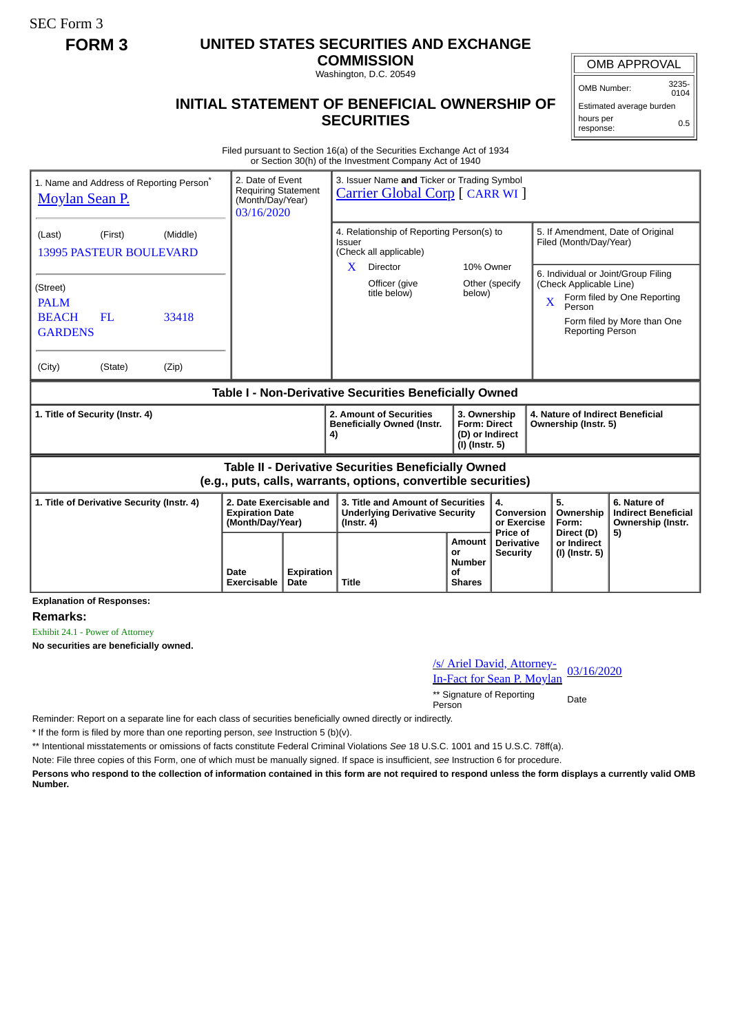SEC Form 3

**FORM 3**

# UNITED STATES SECURITIES AND EXCHANGE COMMISSION

Washington, D.C. 20549

## INITIAL STATEMENT OF BENEFICIAL OWNERSHIP OF SECURITIES

| OMB APPROVAL | |
|---|---|
| OMB Number: | 3235-0104 |
| Estimated average burden | |
| hours per response: | 0.5 |

Filed pursuant to Section 16(a) of the Securities Exchange Act of 1934
or Section 30(h) of the Investment Company Act of 1940

1. Name and Address of Reporting Person*
Moylan Sean P.

(Last) (First) (Middle)
13995 PASTEUR BOULEVARD

(Street)
PALM BEACH GARDENS FL 33418

(City) (State) (Zip)

2. Date of Event Requiring Statement (Month/Day/Year)
03/16/2020

3. Issuer Name **and** Ticker or Trading Symbol
Carrier Global Corp [ CARR WI ]

4. Relationship of Reporting Person(s) to Issuer (Check all applicable)
X Director
10% Owner
Officer (give title below)
Other (specify below)

5. If Amendment, Date of Original Filed (Month/Day/Year)

6. Individual or Joint/Group Filing (Check Applicable Line)
X Form filed by One Reporting Person
Form filed by More than One Reporting Person

### Table I - Non-Derivative Securities Beneficially Owned

| 1. Title of Security (Instr. 4) | 2. Amount of Securities Beneficially Owned (Instr. 4) | 3. Ownership Form: Direct (D) or Indirect (I) (Instr. 5) | 4. Nature of Indirect Beneficial Ownership (Instr. 5) |
|---|---|---|---|

### Table II - Derivative Securities Beneficially Owned (e.g., puts, calls, warrants, options, convertible securities)

| 1. Title of Derivative Security (Instr. 4) | 2. Date Exercisable and Expiration Date (Month/Day/Year) | | 3. Title and Amount of Securities Underlying Derivative Security (Instr. 4) | | 4. Conversion or Exercise Price of Derivative Security | 5. Ownership Form: Direct (D) or Indirect (I) (Instr. 5) | 6. Nature of Indirect Beneficial Ownership (Instr. 5) |
|---|---|---|---|---|---|---|---|
| | Date Exercisable | Expiration Date | Title | Amount or Number of Shares | | | |

**Explanation of Responses:**

**Remarks:**

Exhibit 24.1 - Power of Attorney

**No securities are beneficially owned.**

/s/ Ariel David, Attorney-In-Fact for Sean P. Moylan 03/16/2020

** Signature of Reporting Person Date

Reminder: Report on a separate line for each class of securities beneficially owned directly or indirectly.

* If the form is filed by more than one reporting person, *see* Instruction 5 (b)(v).

** Intentional misstatements or omissions of facts constitute Federal Criminal Violations *See* 18 U.S.C. 1001 and 15 U.S.C. 78ff(a).

Note: File three copies of this Form, one of which must be manually signed. If space is insufficient, *see* Instruction 6 for procedure.

**Persons who respond to the collection of information contained in this form are not required to respond unless the form displays a currently valid OMB Number.**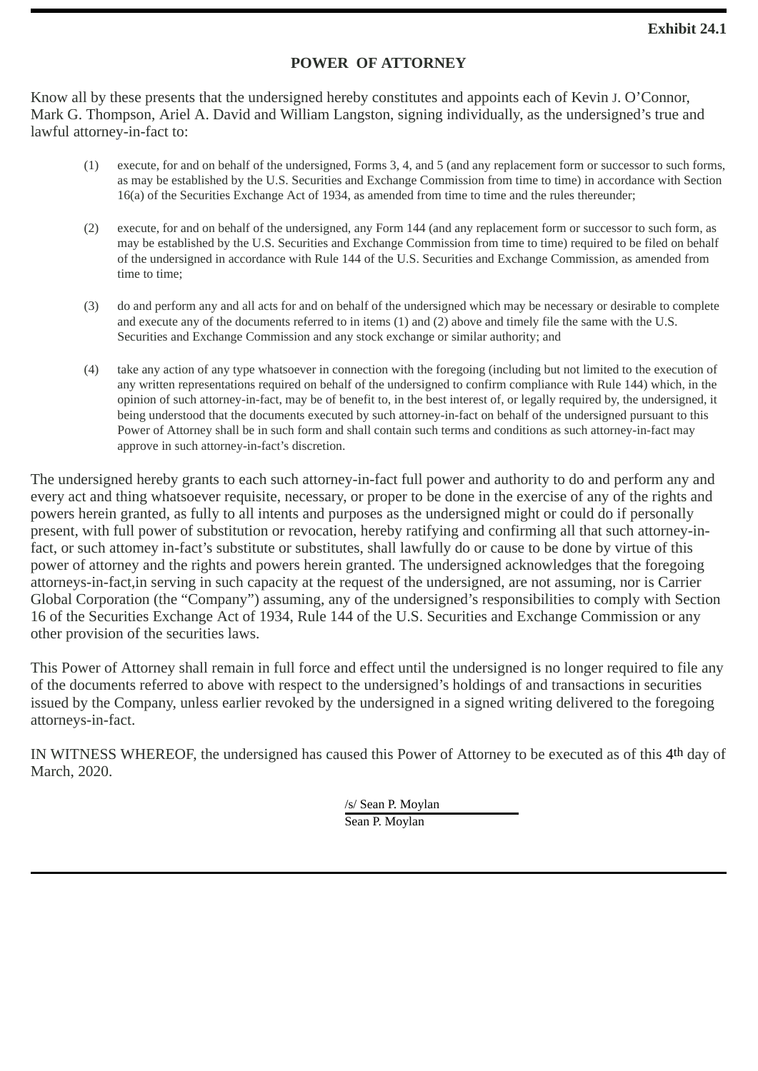**Exhibit 24.1**

# POWER OF ATTORNEY

Know all by these presents that the undersigned hereby constitutes and appoints each of Kevin J. O'Connor, Mark G. Thompson, Ariel A. David and William Langston, signing individually, as the undersigned's true and lawful attorney-in-fact to:

(1) execute, for and on behalf of the undersigned, Forms 3, 4, and 5 (and any replacement form or successor to such forms, as may be established by the U.S. Securities and Exchange Commission from time to time) in accordance with Section 16(a) of the Securities Exchange Act of 1934, as amended from time to time and the rules thereunder;

(2) execute, for and on behalf of the undersigned, any Form 144 (and any replacement form or successor to such form, as may be established by the U.S. Securities and Exchange Commission from time to time) required to be filed on behalf of the undersigned in accordance with Rule 144 of the U.S. Securities and Exchange Commission, as amended from time to time;

(3) do and perform any and all acts for and on behalf of the undersigned which may be necessary or desirable to complete and execute any of the documents referred to in items (1) and (2) above and timely file the same with the U.S. Securities and Exchange Commission and any stock exchange or similar authority; and

(4) take any action of any type whatsoever in connection with the foregoing (including but not limited to the execution of any written representations required on behalf of the undersigned to confirm compliance with Rule 144) which, in the opinion of such attorney-in-fact, may be of benefit to, in the best interest of, or legally required by, the undersigned, it being understood that the documents executed by such attorney-in-fact on behalf of the undersigned pursuant to this Power of Attorney shall be in such form and shall contain such terms and conditions as such attorney-in-fact may approve in such attorney-in-fact's discretion.

The undersigned hereby grants to each such attorney-in-fact full power and authority to do and perform any and every act and thing whatsoever requisite, necessary, or proper to be done in the exercise of any of the rights and powers herein granted, as fully to all intents and purposes as the undersigned might or could do if personally present, with full power of substitution or revocation, hereby ratifying and confirming all that such attorney-in-fact, or such attomey in-fact's substitute or substitutes, shall lawfully do or cause to be done by virtue of this power of attorney and the rights and powers herein granted. The undersigned acknowledges that the foregoing attorneys-in-fact,in serving in such capacity at the request of the undersigned, are not assuming, nor is Carrier Global Corporation (the "Company") assuming, any of the undersigned's responsibilities to comply with Section 16 of the Securities Exchange Act of 1934, Rule 144 of the U.S. Securities and Exchange Commission or any other provision of the securities laws.

This Power of Attorney shall remain in full force and effect until the undersigned is no longer required to file any of the documents referred to above with respect to the undersigned's holdings of and transactions in securities issued by the Company, unless earlier revoked by the undersigned in a signed writing delivered to the foregoing attorneys-in-fact.

IN WITNESS WHEREOF, the undersigned has caused this Power of Attorney to be executed as of this 4th day of March, 2020.

/s/ Sean P. Moylan
Sean P. Moylan